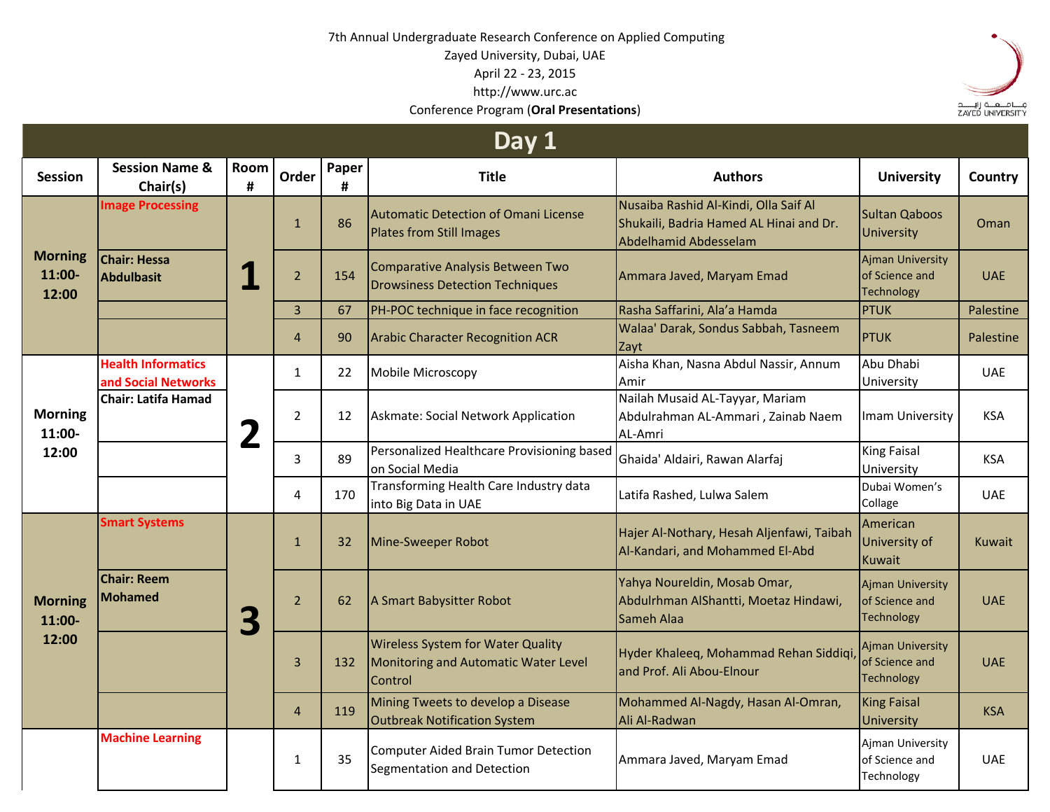7th Annual Undergraduate Research Conference on Applied Computing

Zayed University, Dubai, UAE

April 22 - 23, 2015

http://www.urc.ac

Conference Program (**Oral Presentations**)

## Day 1

| Session | Session Name & Chair(s) | Room # | Order | Paper # | Title | Authors | University | Country |
|---|---|---|---|---|---|---|---|---|
| Morning 11:00-12:00 | Image Processing | 1 | 1 | 86 | Automatic Detection of Omani License Plates from Still Images | Nusaiba Rashid Al-Kindi, Olla Saif Al Shukaili, Badria Hamed AL Hinai and Dr. Abdelhamid Abdesselam | Sultan Qaboos University | Oman |
| | **Chair: Hessa Abdulbasit** | | 2 | 154 | Comparative Analysis Between Two Drowsiness Detection Techniques | Ammara Javed, Maryam Emad | Ajman University of Science and Technology | UAE |
| | | | 3 | 67 | PH-POC technique in face recognition | Rasha Saffarini, Ala'a Hamda | PTUK | Palestine |
| | | | 4 | 90 | Arabic Character Recognition ACR | Walaa' Darak, Sondus Sabbah, Tasneem Zayt | PTUK | Palestine |
| Morning 11:00-12:00 | Health Informatics and Social Networks **Chair: Latifa Hamad** | 2 | 1 | 22 | Mobile Microscopy | Aisha Khan, Nasna Abdul Nassir, Annum Amir | Abu Dhabi University | UAE |
| | | | 2 | 12 | Askmate: Social Network Application | Nailah Musaid AL-Tayyar, Mariam Abdulrahman AL-Ammari , Zainab Naem AL-Amri | Imam University | KSA |
| | | | 3 | 89 | Personalized Healthcare Provisioning based on Social Media | Ghaida' Aldairi, Rawan Alarfaj | King Faisal University | KSA |
| | | | 4 | 170 | Transforming Health Care Industry data into Big Data in UAE | Latifa Rashed, Lulwa Salem | Dubai Women's Collage | UAE |
| Morning 11:00-12:00 | Smart Systems | 3 | 1 | 32 | Mine-Sweeper Robot | Hajer Al-Nothary, Hesah Aljenfawi, Taibah Al-Kandari, and Mohammed El-Abd | American University of Kuwait | Kuwait |
| | **Chair: Reem Mohamed** | | 2 | 62 | A Smart Babysitter Robot | Yahya Noureldin, Mosab Omar, Abdulrhman AlShantti, Moetaz Hindawi, Sameh Alaa | Ajman University of Science and Technology | UAE |
| | | | 3 | 132 | Wireless System for Water Quality Monitoring and Automatic Water Level Control | Hyder Khaleeq, Mohammad Rehan Siddiqi, and Prof. Ali Abou-Elnour | Ajman University of Science and Technology | UAE |
| | | | 4 | 119 | Mining Tweets to develop a Disease Outbreak Notification System | Mohammed Al-Nagdy, Hasan Al-Omran, Ali Al-Radwan | King Faisal University | KSA |
| | Machine Learning | | 1 | 35 | Computer Aided Brain Tumor Detection Segmentation and Detection | Ammara Javed, Maryam Emad | Ajman University of Science and Technology | UAE |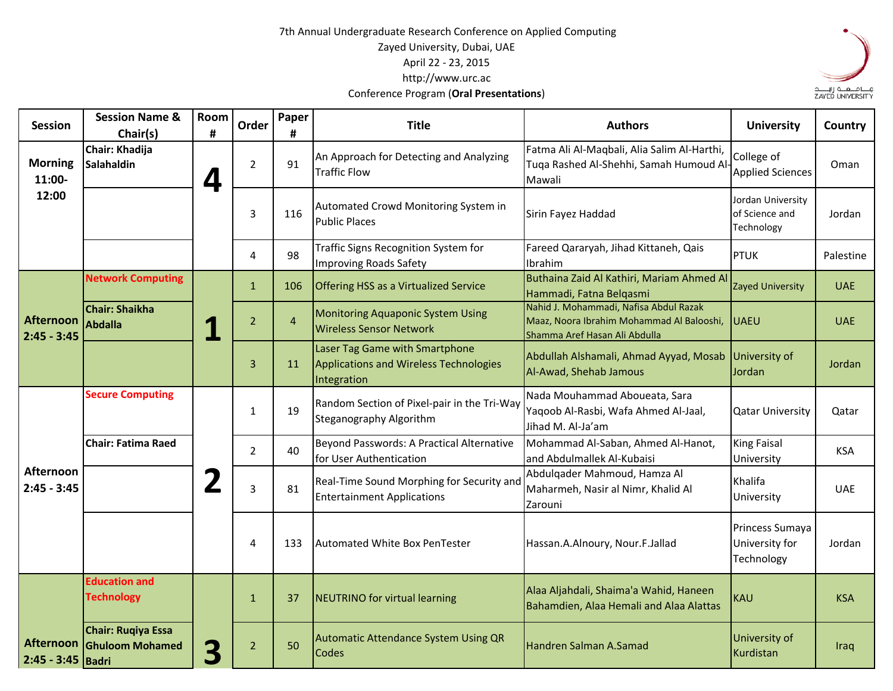7th Annual Undergraduate Research Conference on Applied Computing
Zayed University, Dubai, UAE
April 22 - 23, 2015
http://www.urc.ac
Conference Program (**Oral Presentations**)

| Session | Session Name & Chair(s) | Room # | Order | Paper # | Title | Authors | University | Country |
|---|---|---|---|---|---|---|---|---|
| Morning 11:00-12:00 | **Chair: Khadija Salahaldin** | 4 | 2 | 91 | An Approach for Detecting and Analyzing Traffic Flow | Fatma Ali Al-Maqbali, Alia Salim Al-Harthi, Tuqa Rashed Al-Shehhi, Samah Humoud Al-Mawali | College of Applied Sciences | Oman |
| | | | 3 | 116 | Automated Crowd Monitoring System in Public Places | Sirin Fayez Haddad | Jordan University of Science and Technology | Jordan |
| | | | 4 | 98 | Traffic Signs Recognition System for Improving Roads Safety | Fareed Qararyah, Jihad Kittaneh, Qais Ibrahim | PTUK | Palestine |
| Afternoon 2:45 - 3:45 | **Network Computing** | 1 | 1 | 106 | Offering HSS as a Virtualized Service | Buthaina Zaid Al Kathiri, Mariam Ahmed Al Hammadi, Fatna Belqasmi | Zayed University | UAE |
| | **Chair: Shaikha Abdalla** | | 2 | 4 | Monitoring Aquaponic System Using Wireless Sensor Network | Nahid J. Mohammadi, Nafisa Abdul Razak Maaz, Noora Ibrahim Mohammad Al Balooshi, Shamma Aref Hasan Ali Abdulla | UAEU | UAE |
| | | | 3 | 11 | Laser Tag Game with Smartphone Applications and Wireless Technologies Integration | Abdullah Alshamali, Ahmad Ayyad, Mosab Al-Awad, Shehab Jamous | University of Jordan | Jordan |
| Afternoon 2:45 - 3:45 | **Secure Computing** | 2 | 1 | 19 | Random Section of Pixel-pair in the Tri-Way Steganography Algorithm | Nada Mouhammad Aboueata, Sara Yaqoob Al-Rasbi, Wafa Ahmed Al-Jaal, Jihad M. Al-Ja'am | Qatar University | Qatar |
| | **Chair: Fatima Raed** | | 2 | 40 | Beyond Passwords: A Practical Alternative for User Authentication | Mohammad Al-Saban, Ahmed Al-Hanot, and Abdulmallek Al-Kubaisi | King Faisal University | KSA |
| | | | 3 | 81 | Real-Time Sound Morphing for Security and Entertainment Applications | Abdulqader Mahmoud, Hamza Al Maharmeh, Nasir al Nimr, Khalid Al Zarouni | Khalifa University | UAE |
| | | | 4 | 133 | Automated White Box PenTester | Hassan.A.Alnoury, Nour.F.Jallad | Princess Sumaya University for Technology | Jordan |
| Afternoon 2:45 - 3:45 | **Education and Technology** | 3 | 1 | 37 | NEUTRINO for virtual learning | Alaa Aljahdali, Shaima'a Wahid, Haneen Bahamdien, Alaa Hemali and Alaa Alattas | KAU | KSA |
| | **Chair: Ruqiya Essa Ghuloom Mohamed Badri** | | 2 | 50 | Automatic Attendance System Using QR Codes | Handren Salman A.Samad | University of Kurdistan | Iraq |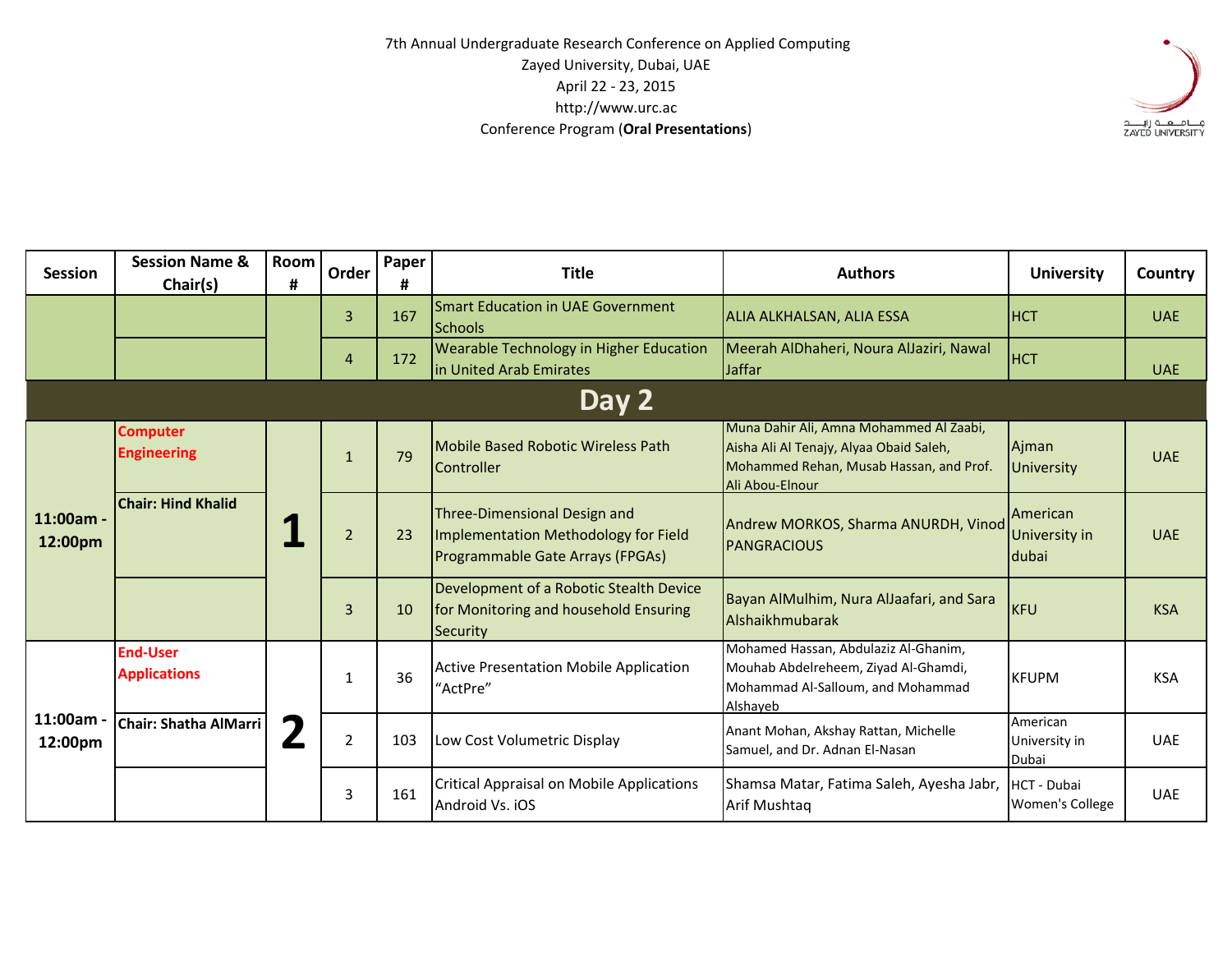7th Annual Undergraduate Research Conference on Applied Computing
Zayed University, Dubai, UAE
April 22 - 23, 2015
http://www.urc.ac
Conference Program (**Oral Presentations**)

| Session | Session Name & Chair(s) | Room # | Order | Paper # | Title | Authors | University | Country |
|---|---|---|---|---|---|---|---|---|
| | | | 3 | 167 | Smart Education in UAE Government Schools | ALIA ALKHALSAN, ALIA ESSA | HCT | UAE |
| | | | 4 | 172 | Wearable Technology in Higher Education in United Arab Emirates | Meerah AlDhaheri, Noura AlJaziri, Nawal Jaffar | HCT | UAE |
| **Day 2** | | | | | | | | |
| 11:00am - 12:00pm | Computer Engineering | 1 | 1 | 79 | Mobile Based Robotic Wireless Path Controller | Muna Dahir Ali, Amna Mohammed Al Zaabi, Aisha Ali Al Tenajy, Alyaa Obaid Saleh, Mohammed Rehan, Musab Hassan, and Prof. Ali Abou-Elnour | Ajman University | UAE |
| | Chair: Hind Khalid | | 2 | 23 | Three-Dimensional Design and Implementation Methodology for Field Programmable Gate Arrays (FPGAs) | Andrew MORKOS, Sharma ANURDH, Vinod PANGRACIOUS | American University in dubai | UAE |
| | | | 3 | 10 | Development of a Robotic Stealth Device for Monitoring and household Ensuring Security | Bayan AlMulhim, Nura AlJaafari, and Sara Alshaikhmubarak | KFU | KSA |
| 11:00am - 12:00pm | End-User Applications | 2 | 1 | 36 | Active Presentation Mobile Application "ActPre" | Mohamed Hassan, Abdulaziz Al-Ghanim, Mouhab Abdelreheem, Ziyad Al-Ghamdi, Mohammad Al-Salloum, and Mohammad Alshayeb | KFUPM | KSA |
| | Chair: Shatha AlMarri | | 2 | 103 | Low Cost Volumetric Display | Anant Mohan, Akshay Rattan, Michelle Samuel, and Dr. Adnan El-Nasan | American University in Dubai | UAE |
| | | | 3 | 161 | Critical Appraisal on Mobile Applications Android Vs. iOS | Shamsa Matar, Fatima Saleh, Ayesha Jabr, Arif Mushtaq | HCT - Dubai Women's College | UAE |